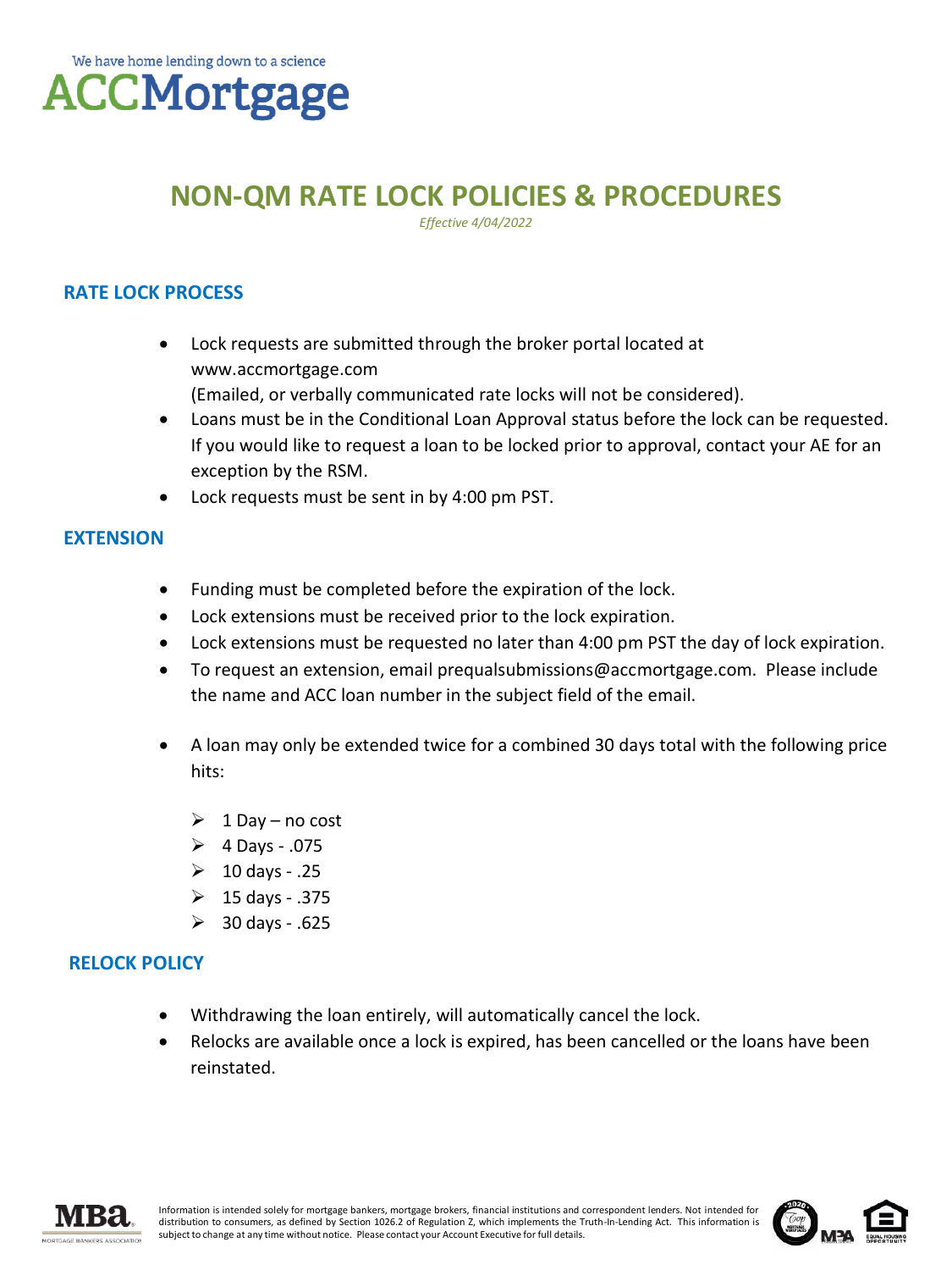We have home lending down to a science

**ACCMortgage**

# NON-QM RATE LOCK POLICIES & PROCEDURES

*Effective 4/04/2022*

## RATE LOCK PROCESS

- Lock requests are submitted through the broker portal located at www.accmortgage.com
  (Emailed, or verbally communicated rate locks will not be considered).
- Loans must be in the Conditional Loan Approval status before the lock can be requested. If you would like to request a loan to be locked prior to approval, contact your AE for an exception by the RSM.
- Lock requests must be sent in by 4:00 pm PST.

## EXTENSION

- Funding must be completed before the expiration of the lock.
- Lock extensions must be received prior to the lock expiration.
- Lock extensions must be requested no later than 4:00 pm PST the day of lock expiration.
- To request an extension, email prequalsubmissions@accmortgage.com. Please include the name and ACC loan number in the subject field of the email.

- A loan may only be extended twice for a combined 30 days total with the following price hits:
  - 1 Day – no cost
  - 4 Days - .075
  - 10 days - .25
  - 15 days - .375
  - 30 days - .625

## RELOCK POLICY

- Withdrawing the loan entirely, will automatically cancel the lock.
- Relocks are available once a lock is expired, has been cancelled or the loans have been reinstated.

Information is intended solely for mortgage bankers, mortgage brokers, financial institutions and correspondent lenders. Not intended for distribution to consumers, as defined by Section 1026.2 of Regulation Z, which implements the Truth-In-Lending Act. This information is subject to change at any time without notice. Please contact your Account Executive for full details.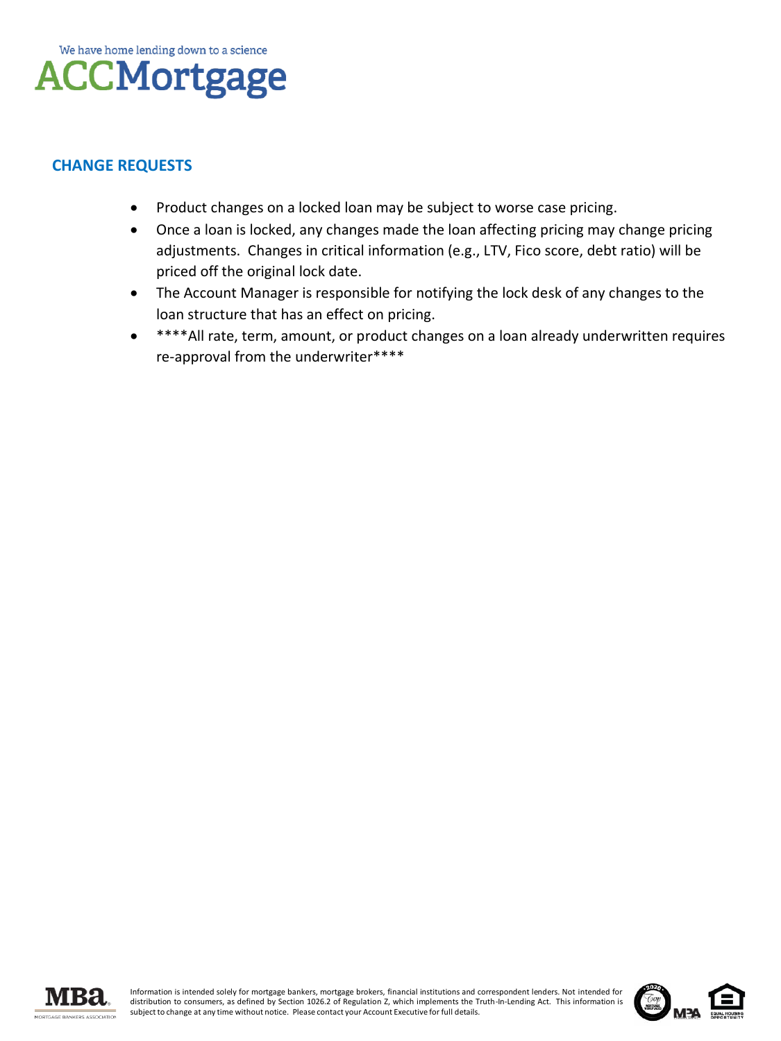## CHANGE REQUESTS

- Product changes on a locked loan may be subject to worse case pricing.
- Once a loan is locked, any changes made the loan affecting pricing may change pricing adjustments. Changes in critical information (e.g., LTV, Fico score, debt ratio) will be priced off the original lock date.
- The Account Manager is responsible for notifying the lock desk of any changes to the loan structure that has an effect on pricing.
- ****All rate, term, amount, or product changes on a loan already underwritten requires re-approval from the underwriter****